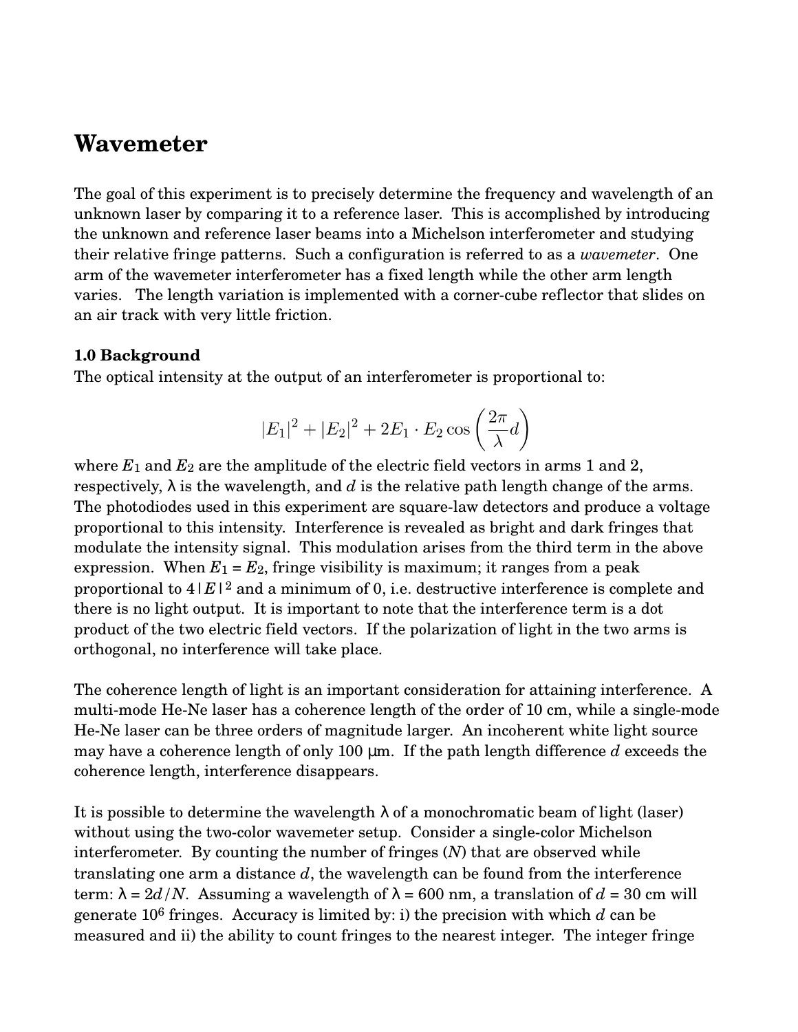# Wavemeter

The goal of this experiment is to precisely determine the frequency and wavelength of an unknown laser by comparing it to a reference laser. This is accomplished by introducing the unknown and reference laser beams into a Michelson interferometer and studying their relative fringe patterns. Such a configuration is referred to as a *wavemeter*. One arm of the wavemeter interferometer has a fixed length while the other arm length varies. The length variation is implemented with a corner-cube reflector that slides on an air track with very little friction.

**1.0 Background**

The optical intensity at the output of an interferometer is proportional to:

$$|E_1|^2 + |E_2|^2 + 2E_1 \cdot E_2 \cos\left(\frac{2\pi}{\lambda}d\right)$$

where $E_1$ and $E_2$ are the amplitude of the electric field vectors in arms 1 and 2, respectively, $\lambda$ is the wavelength, and $d$ is the relative path length change of the arms. The photodiodes used in this experiment are square-law detectors and produce a voltage proportional to this intensity. Interference is revealed as bright and dark fringes that modulate the intensity signal. This modulation arises from the third term in the above expression. When $E_1 = E_2$, fringe visibility is maximum; it ranges from a peak proportional to $4|E|^2$ and a minimum of 0, i.e. destructive interference is complete and there is no light output. It is important to note that the interference term is a dot product of the two electric field vectors. If the polarization of light in the two arms is orthogonal, no interference will take place.

The coherence length of light is an important consideration for attaining interference. A multi-mode He-Ne laser has a coherence length of the order of 10 cm, while a single-mode He-Ne laser can be three orders of magnitude larger. An incoherent white light source may have a coherence length of only 100 μm. If the path length difference $d$ exceeds the coherence length, interference disappears.

It is possible to determine the wavelength $\lambda$ of a monochromatic beam of light (laser) without using the two-color wavemeter setup. Consider a single-color Michelson interferometer. By counting the number of fringes ($N$) that are observed while translating one arm a distance $d$, the wavelength can be found from the interference term: $\lambda = 2d/N$. Assuming a wavelength of $\lambda = 600$ nm, a translation of $d = 30$ cm will generate $10^6$ fringes. Accuracy is limited by: i) the precision with which $d$ can be measured and ii) the ability to count fringes to the nearest integer. The integer fringe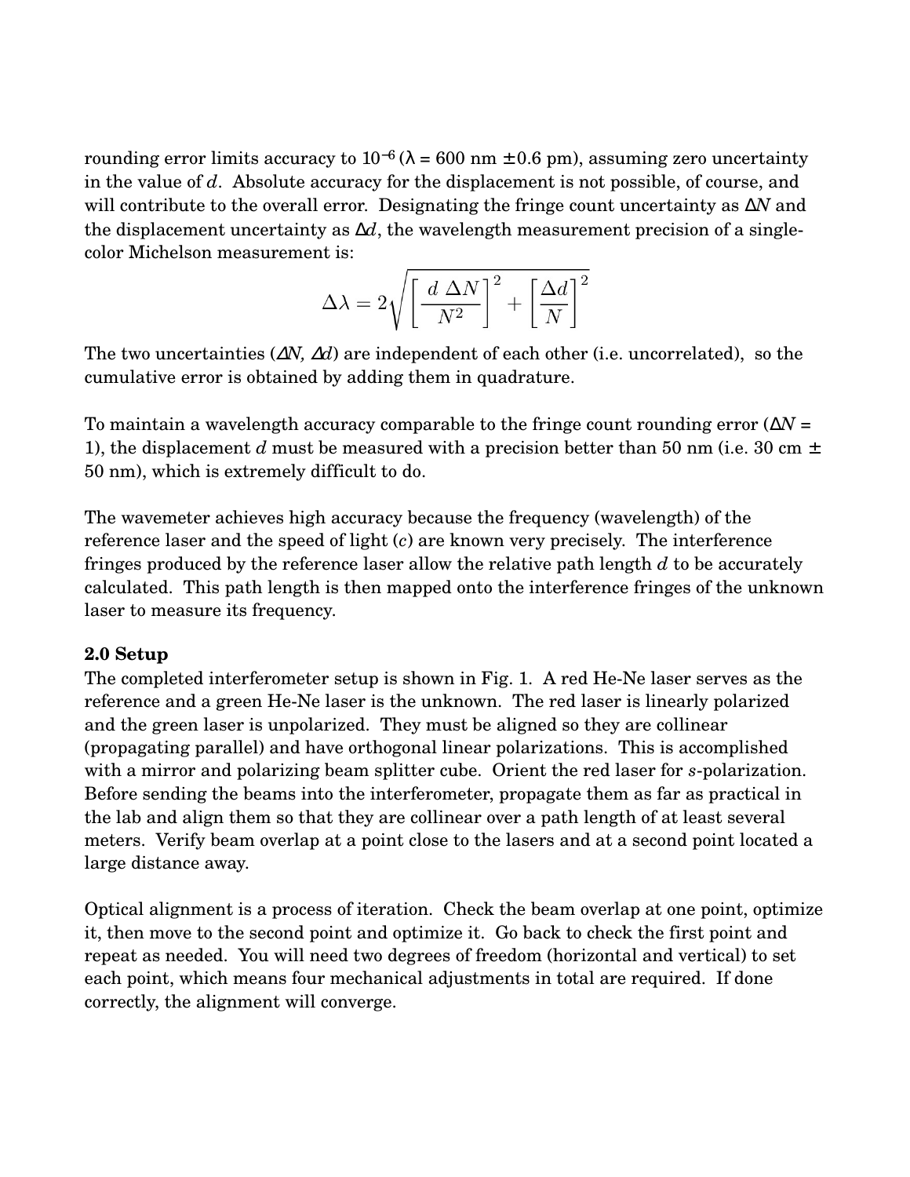rounding error limits accuracy to $10^{-6}$ ($\lambda$ = 600 nm $\pm$0.6 pm), assuming zero uncertainty in the value of $d$. Absolute accuracy for the displacement is not possible, of course, and will contribute to the overall error. Designating the fringe count uncertainty as $\Delta N$ and the displacement uncertainty as $\Delta d$, the wavelength measurement precision of a single-color Michelson measurement is:

$$\Delta\lambda = 2\sqrt{\left[\frac{d\ \Delta N}{N^2}\right]^2 + \left[\frac{\Delta d}{N}\right]^2}$$

The two uncertainties ($\Delta N$, $\Delta d$) are independent of each other (i.e. uncorrelated), so the cumulative error is obtained by adding them in quadrature.

To maintain a wavelength accuracy comparable to the fringe count rounding error ($\Delta N$ = 1), the displacement $d$ must be measured with a precision better than 50 nm (i.e. 30 cm $\pm$ 50 nm), which is extremely difficult to do.

The wavemeter achieves high accuracy because the frequency (wavelength) of the reference laser and the speed of light ($c$) are known very precisely. The interference fringes produced by the reference laser allow the relative path length $d$ to be accurately calculated. This path length is then mapped onto the interference fringes of the unknown laser to measure its frequency.

**2.0 Setup**

The completed interferometer setup is shown in Fig. 1. A red He-Ne laser serves as the reference and a green He-Ne laser is the unknown. The red laser is linearly polarized and the green laser is unpolarized. They must be aligned so they are collinear (propagating parallel) and have orthogonal linear polarizations. This is accomplished with a mirror and polarizing beam splitter cube. Orient the red laser for $s$-polarization. Before sending the beams into the interferometer, propagate them as far as practical in the lab and align them so that they are collinear over a path length of at least several meters. Verify beam overlap at a point close to the lasers and at a second point located a large distance away.

Optical alignment is a process of iteration. Check the beam overlap at one point, optimize it, then move to the second point and optimize it. Go back to check the first point and repeat as needed. You will need two degrees of freedom (horizontal and vertical) to set each point, which means four mechanical adjustments in total are required. If done correctly, the alignment will converge.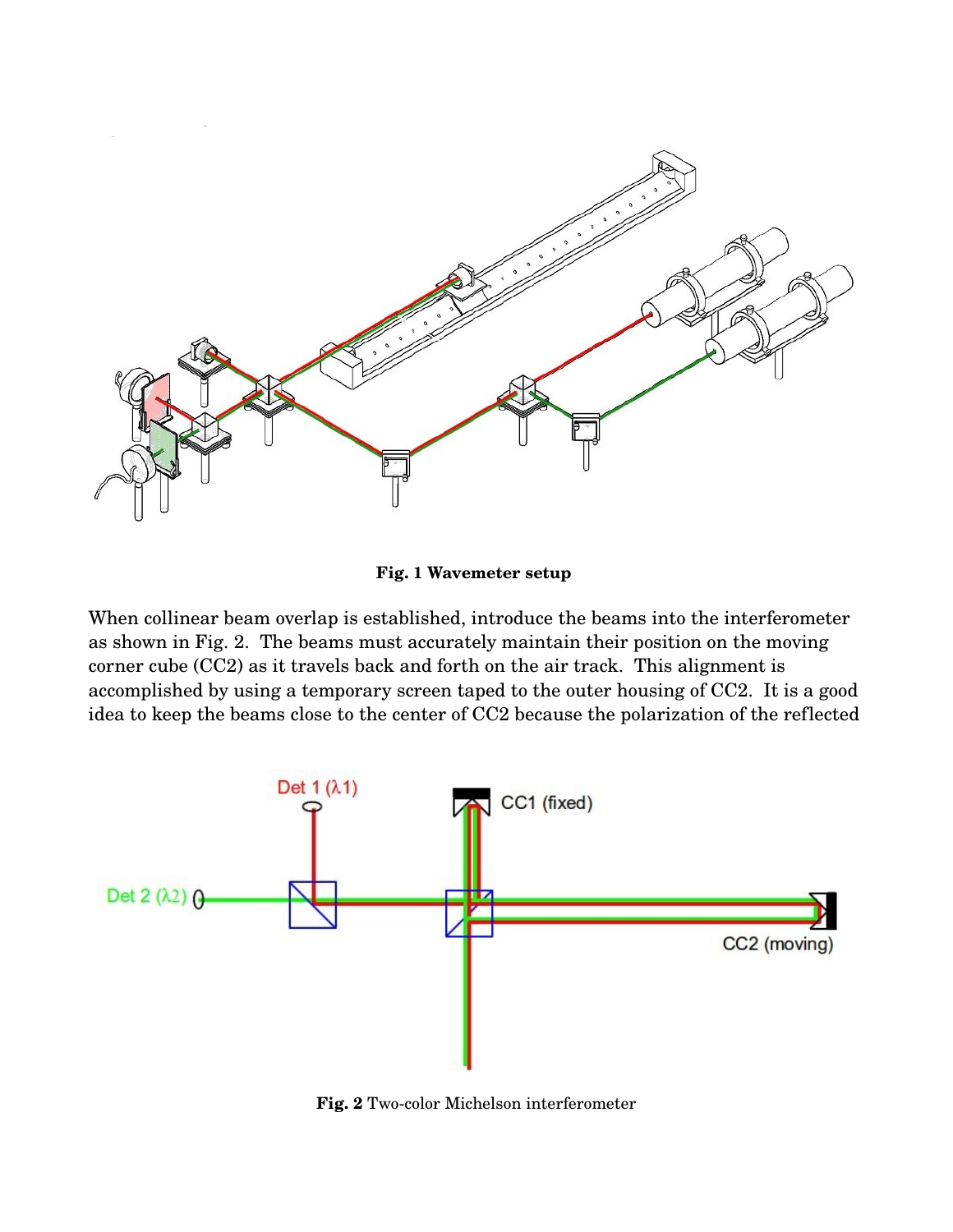**Fig. 1 Wavemeter setup**

When collinear beam overlap is established, introduce the beams into the interferometer as shown in Fig. 2. The beams must accurately maintain their position on the moving corner cube (CC2) as it travels back and forth on the air track. This alignment is accomplished by using a temporary screen taped to the outer housing of CC2. It is a good idea to keep the beams close to the center of CC2 because the polarization of the reflected

**Fig. 2** Two-color Michelson interferometer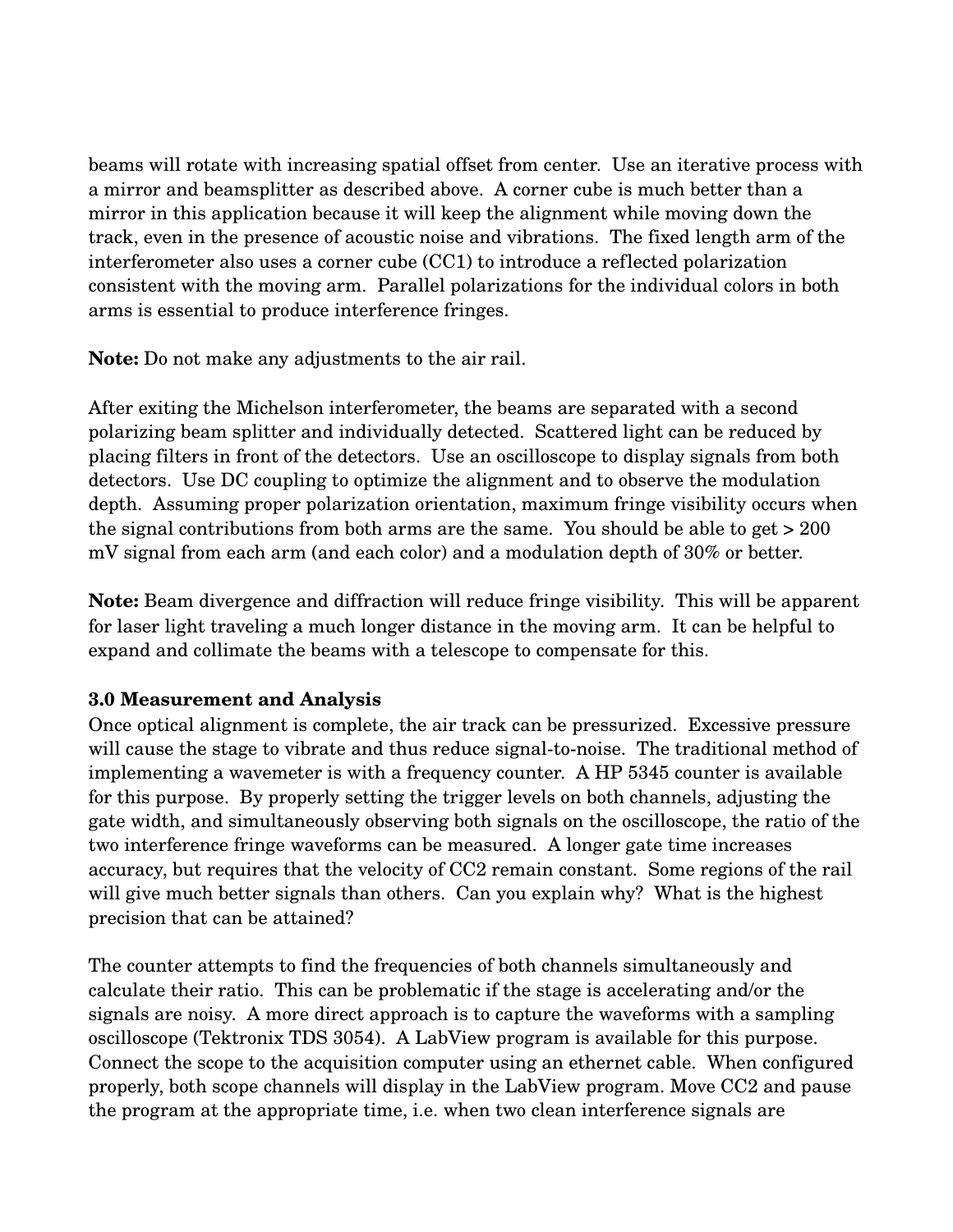beams will rotate with increasing spatial offset from center. Use an iterative process with a mirror and beamsplitter as described above. A corner cube is much better than a mirror in this application because it will keep the alignment while moving down the track, even in the presence of acoustic noise and vibrations. The fixed length arm of the interferometer also uses a corner cube (CC1) to introduce a reflected polarization consistent with the moving arm. Parallel polarizations for the individual colors in both arms is essential to produce interference fringes.

**Note:** Do not make any adjustments to the air rail.

After exiting the Michelson interferometer, the beams are separated with a second polarizing beam splitter and individually detected. Scattered light can be reduced by placing filters in front of the detectors. Use an oscilloscope to display signals from both detectors. Use DC coupling to optimize the alignment and to observe the modulation depth. Assuming proper polarization orientation, maximum fringe visibility occurs when the signal contributions from both arms are the same. You should be able to get > 200 mV signal from each arm (and each color) and a modulation depth of 30% or better.

**Note:** Beam divergence and diffraction will reduce fringe visibility. This will be apparent for laser light traveling a much longer distance in the moving arm. It can be helpful to expand and collimate the beams with a telescope to compensate for this.

### 3.0 Measurement and Analysis

Once optical alignment is complete, the air track can be pressurized. Excessive pressure will cause the stage to vibrate and thus reduce signal-to-noise. The traditional method of implementing a wavemeter is with a frequency counter. A HP 5345 counter is available for this purpose. By properly setting the trigger levels on both channels, adjusting the gate width, and simultaneously observing both signals on the oscilloscope, the ratio of the two interference fringe waveforms can be measured. A longer gate time increases accuracy, but requires that the velocity of CC2 remain constant. Some regions of the rail will give much better signals than others. Can you explain why? What is the highest precision that can be attained?

The counter attempts to find the frequencies of both channels simultaneously and calculate their ratio. This can be problematic if the stage is accelerating and/or the signals are noisy. A more direct approach is to capture the waveforms with a sampling oscilloscope (Tektronix TDS 3054). A LabView program is available for this purpose. Connect the scope to the acquisition computer using an ethernet cable. When configured properly, both scope channels will display in the LabView program. Move CC2 and pause the program at the appropriate time, i.e. when two clean interference signals are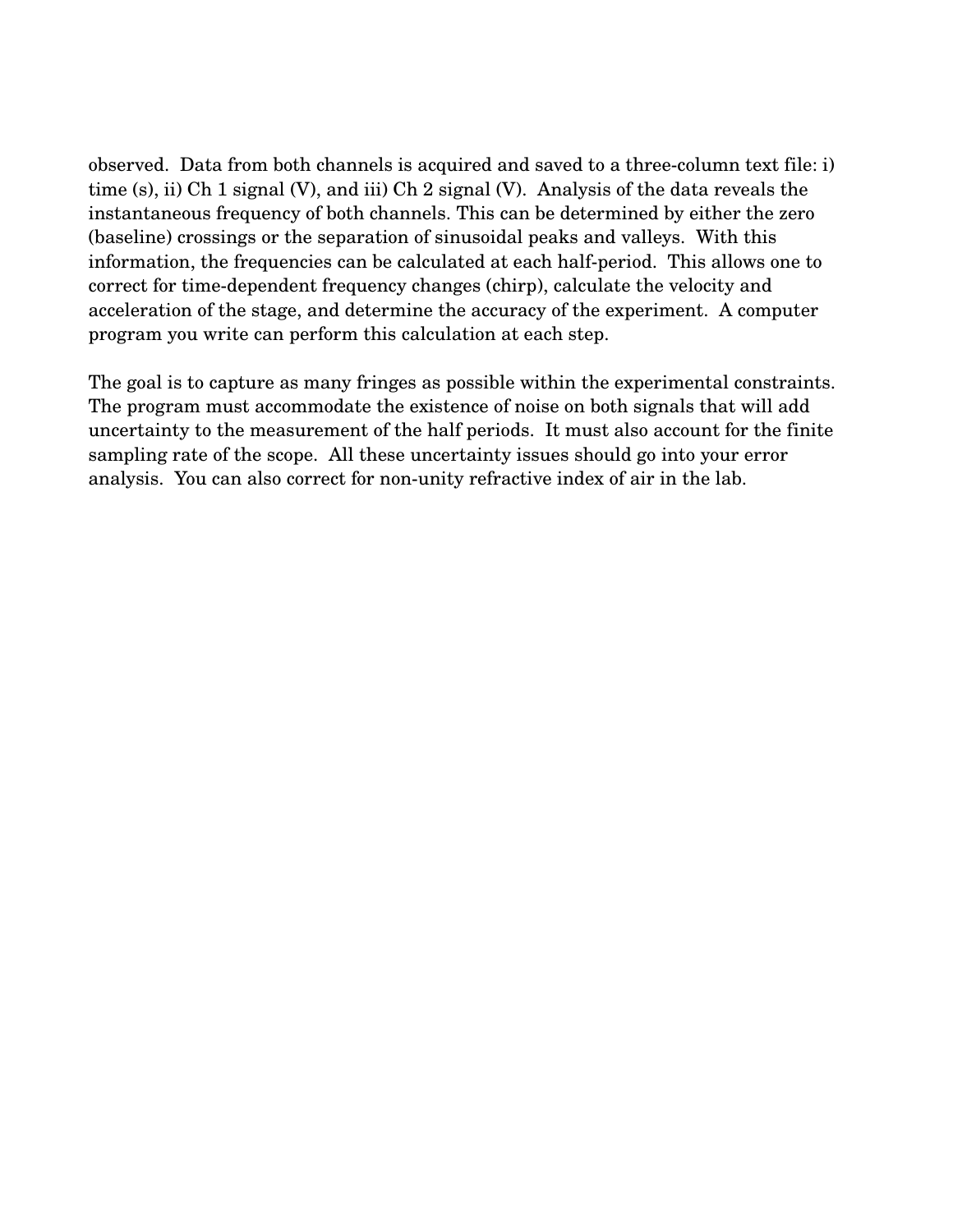observed. Data from both channels is acquired and saved to a three-column text file: i) time (s), ii) Ch 1 signal (V), and iii) Ch 2 signal (V). Analysis of the data reveals the instantaneous frequency of both channels. This can be determined by either the zero (baseline) crossings or the separation of sinusoidal peaks and valleys. With this information, the frequencies can be calculated at each half-period. This allows one to correct for time-dependent frequency changes (chirp), calculate the velocity and acceleration of the stage, and determine the accuracy of the experiment. A computer program you write can perform this calculation at each step.

The goal is to capture as many fringes as possible within the experimental constraints. The program must accommodate the existence of noise on both signals that will add uncertainty to the measurement of the half periods. It must also account for the finite sampling rate of the scope. All these uncertainty issues should go into your error analysis. You can also correct for non-unity refractive index of air in the lab.